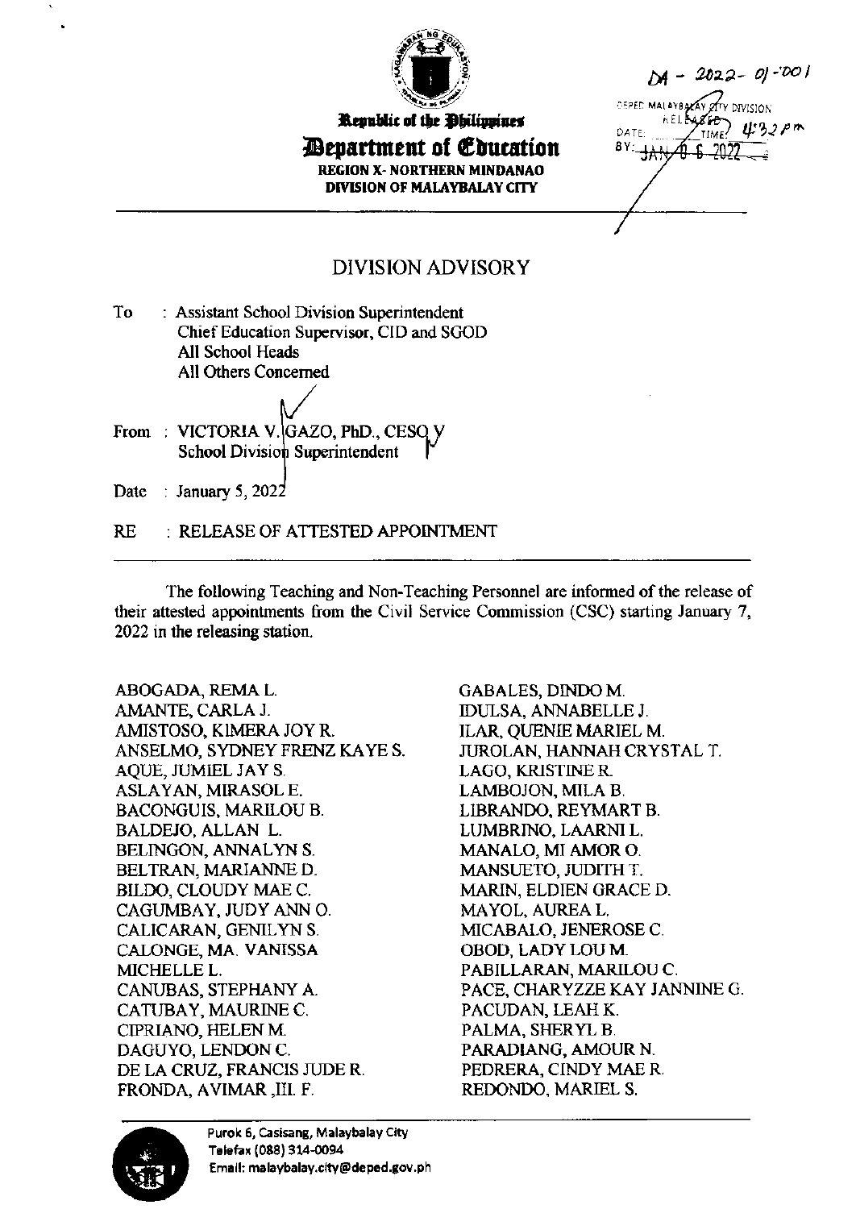Republic of the Philippines
**Department of Education**
REGION X- NORTHERN MINDANAO
DIVISION OF MALAYBALAY CITY

DA - 2022- 01-001

DEPED MALAYBALAY CITY DIVISION
RELEASED
DATE: JAN 0 6 2022 TIME: 4:32 pm
BY:

# DIVISION ADVISORY

To : Assistant School Division Superintendent
Chief Education Supervisor, CID and SGOD
All School Heads
All Others Concerned

From : VICTORIA V. GAZO, PhD., CESO V
School Division Superintendent

Date : January 5, 2022

RE : RELEASE OF ATTESTED APPOINTMENT

---

The following Teaching and Non-Teaching Personnel are informed of the release of their attested appointments from the Civil Service Commission (CSC) starting January 7, 2022 in the releasing station.

ABOGADA, REMA L.
AMANTE, CARLA J.
AMISTOSO, KIMERA JOY R.
ANSELMO, SYDNEY FRENZ KAYE S.
AQUE, JUMIEL JAY S.
ASLAYAN, MIRASOL E.
BACONGUIS, MARILOU B.
BALDEJO, ALLAN L.
BELINGON, ANNALYN S.
BELTRAN, MARIANNE D.
BILDO, CLOUDY MAE C.
CAGUMBAY, JUDY ANN O.
CALICARAN, GENILYN S.
CALONGE, MA. VANISSA MICHELLE L.
CANUBAS, STEPHANY A.
CATUBAY, MAURINE C.
CIPRIANO, HELEN M.
DAGUYO, LENDON C.
DE LA CRUZ, FRANCIS JUDE R.
FRONDA, AVIMAR ,III. F.
GABALES, DINDO M.
IDULSA, ANNABELLE J.
ILAR, QUENIE MARIEL M.
JUROLAN, HANNAH CRYSTAL T.
LAGO, KRISTINE R.
LAMBOJON, MILA B.
LIBRANDO, REYMART B.
LUMBRINO, LAARNI L.
MANALO, MI AMOR O.
MANSUETO, JUDITH T.
MARIN, ELDIEN GRACE D.
MAYOL, AUREA L.
MICABALO, JENEROSE C.
OBOD, LADY LOU M.
PABILLARAN, MARILOU C.
PACE, CHARYZZE KAY JANNINE G.
PACUDAN, LEAH K.
PALMA, SHERYL B.
PARADIANG, AMOUR N.
PEDRERA, CINDY MAE R.
REDONDO, MARIEL S.

Purok 6, Casisang, Malaybalay City
Telefax (088) 314-0094
Email: malaybalay.city@deped.gov.ph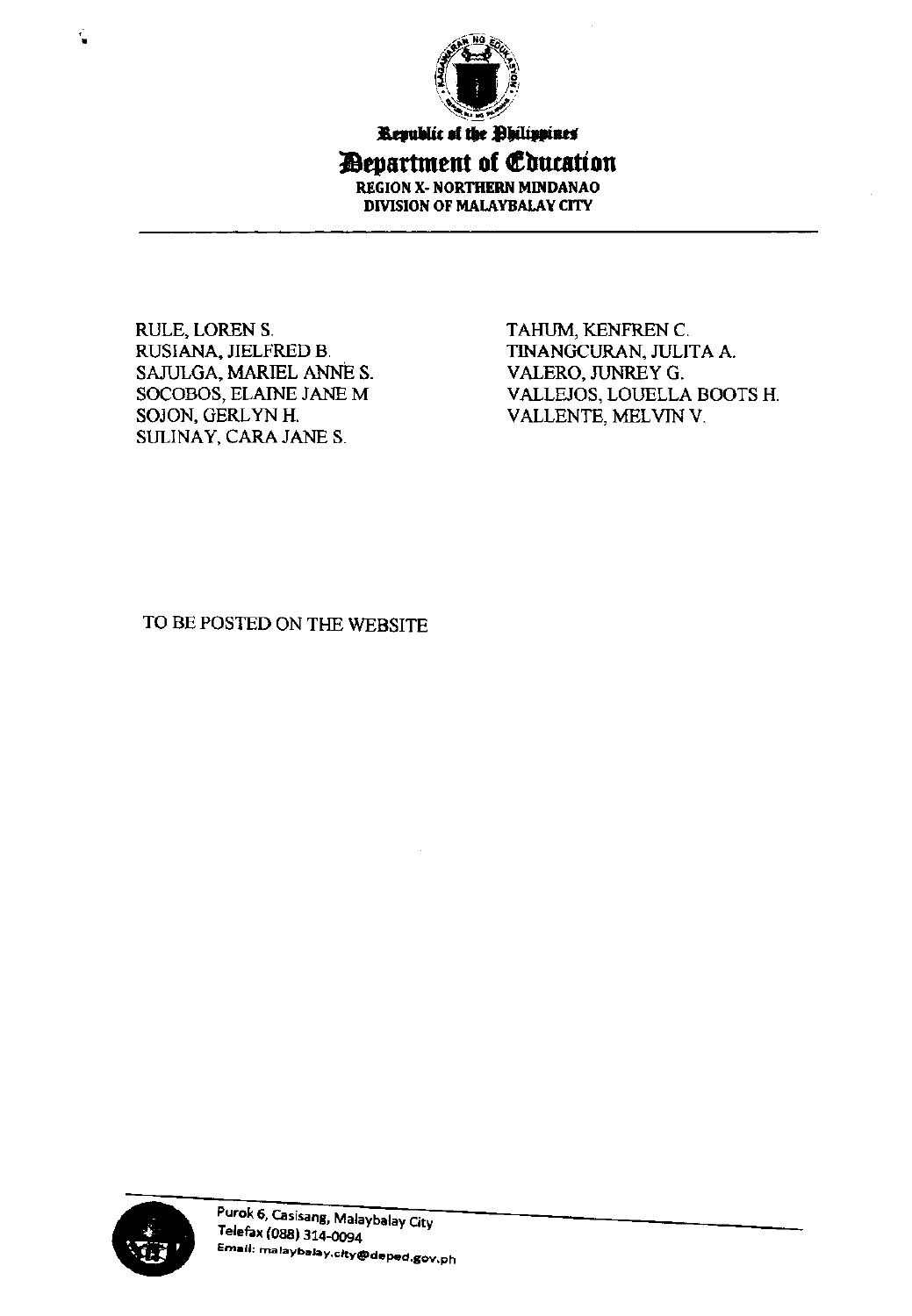Republic of the Philippines
**Department of Education**
REGION X- NORTHERN MINDANAO
DIVISION OF MALAYBALAY CITY

RULE, LOREN S.
RUSIANA, JIELFRED B.
SAJULGA, MARIEL ANNE S.
SOCOBOS, ELAINE JANE M
SOJON, GERLYN H.
SULINAY, CARA JANE S.
TAHUM, KENFREN C.
TINANGCURAN, JULITA A.
VALERO, JUNREY G.
VALLEJOS, LOUELLA BOOTS H.
VALLENTE, MELVIN V.

TO BE POSTED ON THE WEBSITE

Purok 6, Casisang, Malaybalay City
Telefax (088) 314-0094
Email: malaybalay.city@deped.gov.ph